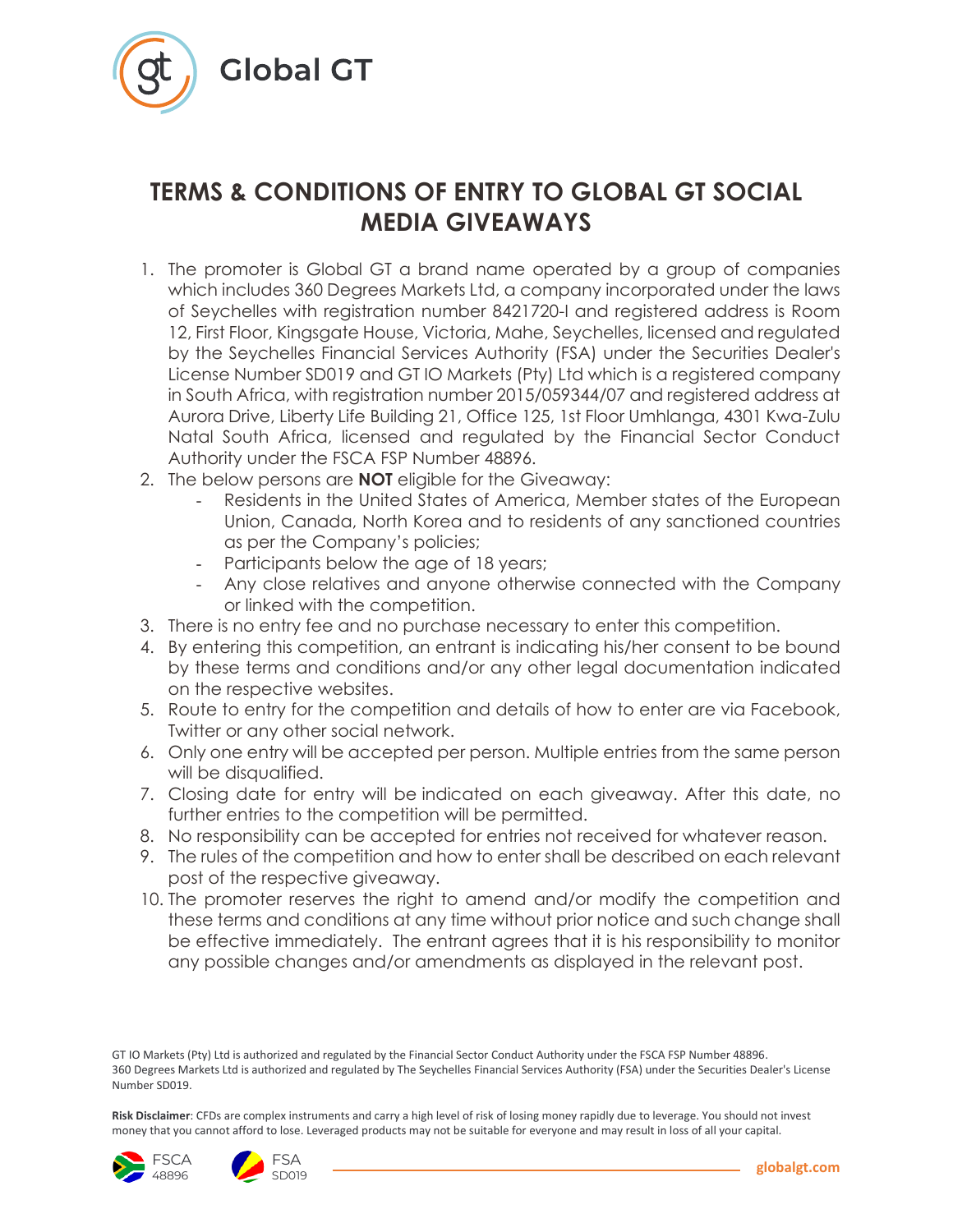# TERMS & CONDITIONS OF ENTRY TO GLOBAL GT SOCIAL MEDIA GIVEAWAYS

1. The promoter is Global GT a brand name operated by a group of companies which includes 360 Degrees Markets Ltd, a company incorporated under the laws of Seychelles with registration number 8421720-I and registered address is Room 12, First Floor, Kingsgate House, Victoria, Mahe, Seychelles, licensed and regulated by the Seychelles Financial Services Authority (FSA) under the Securities Dealer's License Number SD019 and GT IO Markets (Pty) Ltd which is a registered company in South Africa, with registration number 2015/059344/07 and registered address at Aurora Drive, Liberty Life Building 21, Office 125, 1st Floor Umhlanga, 4301 Kwa-Zulu Natal South Africa, licensed and regulated by the Financial Sector Conduct Authority under the FSCA FSP Number 48896.
2. The below persons are **NOT** eligible for the Giveaway:
   - Residents in the United States of America, Member states of the European Union, Canada, North Korea and to residents of any sanctioned countries as per the Company's policies;
   - Participants below the age of 18 years;
   - Any close relatives and anyone otherwise connected with the Company or linked with the competition.
3. There is no entry fee and no purchase necessary to enter this competition.
4. By entering this competition, an entrant is indicating his/her consent to be bound by these terms and conditions and/or any other legal documentation indicated on the respective websites.
5. Route to entry for the competition and details of how to enter are via Facebook, Twitter or any other social network.
6. Only one entry will be accepted per person. Multiple entries from the same person will be disqualified.
7. Closing date for entry will be indicated on each giveaway. After this date, no further entries to the competition will be permitted.
8. No responsibility can be accepted for entries not received for whatever reason.
9. The rules of the competition and how to enter shall be described on each relevant post of the respective giveaway.
10. The promoter reserves the right to amend and/or modify the competition and these terms and conditions at any time without prior notice and such change shall be effective immediately. The entrant agrees that it is his responsibility to monitor any possible changes and/or amendments as displayed in the relevant post.

GT IO Markets (Pty) Ltd is authorized and regulated by the Financial Sector Conduct Authority under the FSCA FSP Number 48896.
360 Degrees Markets Ltd is authorized and regulated by The Seychelles Financial Services Authority (FSA) under the Securities Dealer's License Number SD019.

**Risk Disclaimer**: CFDs are complex instruments and carry a high level of risk of losing money rapidly due to leverage. You should not invest money that you cannot afford to lose. Leveraged products may not be suitable for everyone and may result in loss of all your capital.

FSCA 48896 FSA SD019 globalgt.com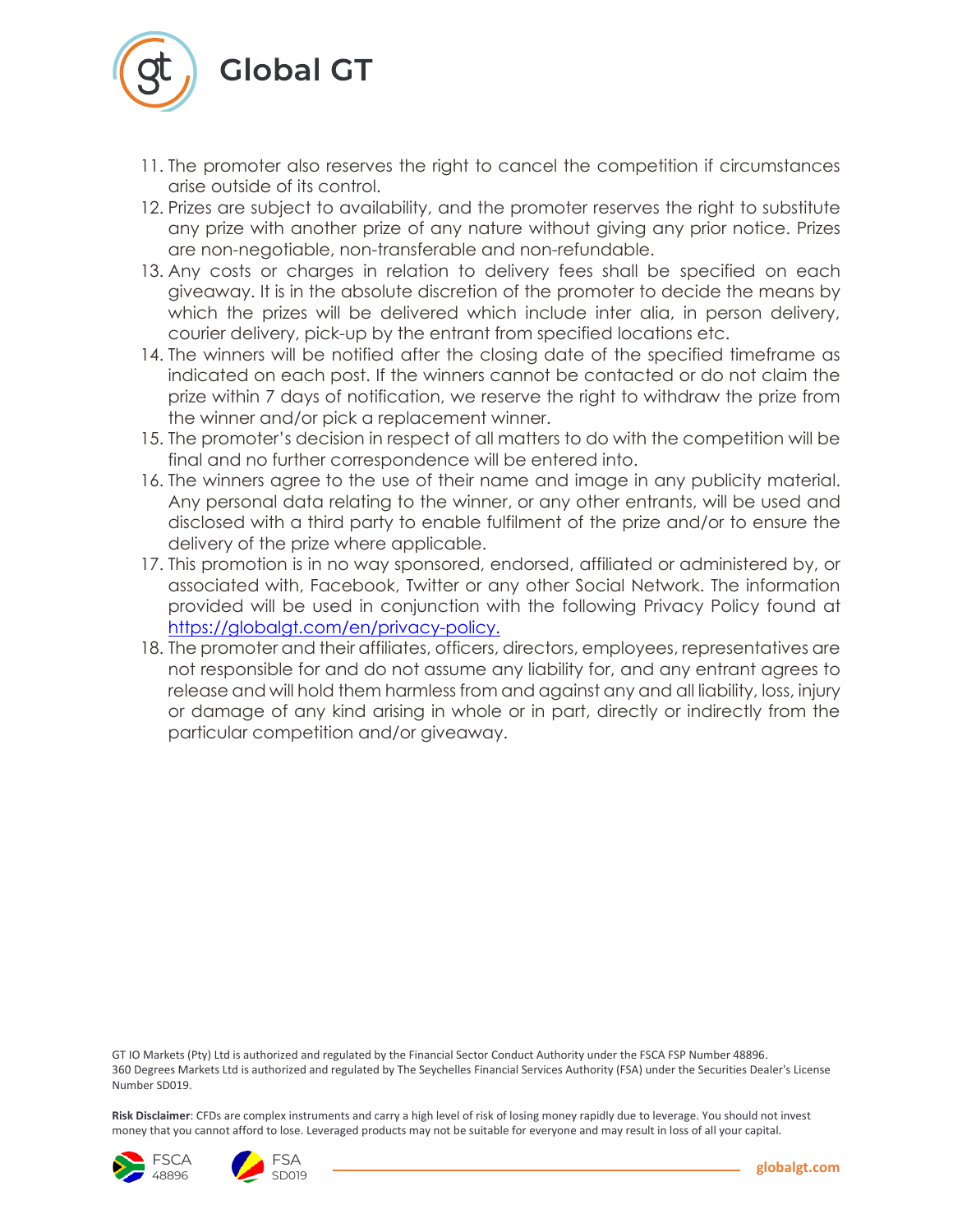11. The promoter also reserves the right to cancel the competition if circumstances arise outside of its control.
12. Prizes are subject to availability, and the promoter reserves the right to substitute any prize with another prize of any nature without giving any prior notice. Prizes are non-negotiable, non-transferable and non-refundable.
13. Any costs or charges in relation to delivery fees shall be specified on each giveaway. It is in the absolute discretion of the promoter to decide the means by which the prizes will be delivered which include inter alia, in person delivery, courier delivery, pick-up by the entrant from specified locations etc.
14. The winners will be notified after the closing date of the specified timeframe as indicated on each post. If the winners cannot be contacted or do not claim the prize within 7 days of notification, we reserve the right to withdraw the prize from the winner and/or pick a replacement winner.
15. The promoter's decision in respect of all matters to do with the competition will be final and no further correspondence will be entered into.
16. The winners agree to the use of their name and image in any publicity material. Any personal data relating to the winner, or any other entrants, will be used and disclosed with a third party to enable fulfilment of the prize and/or to ensure the delivery of the prize where applicable.
17. This promotion is in no way sponsored, endorsed, affiliated or administered by, or associated with, Facebook, Twitter or any other Social Network. The information provided will be used in conjunction with the following Privacy Policy found at https://globalgt.com/en/privacy-policy.
18. The promoter and their affiliates, officers, directors, employees, representatives are not responsible for and do not assume any liability for, and any entrant agrees to release and will hold them harmless from and against any and all liability, loss, injury or damage of any kind arising in whole or in part, directly or indirectly from the particular competition and/or giveaway.